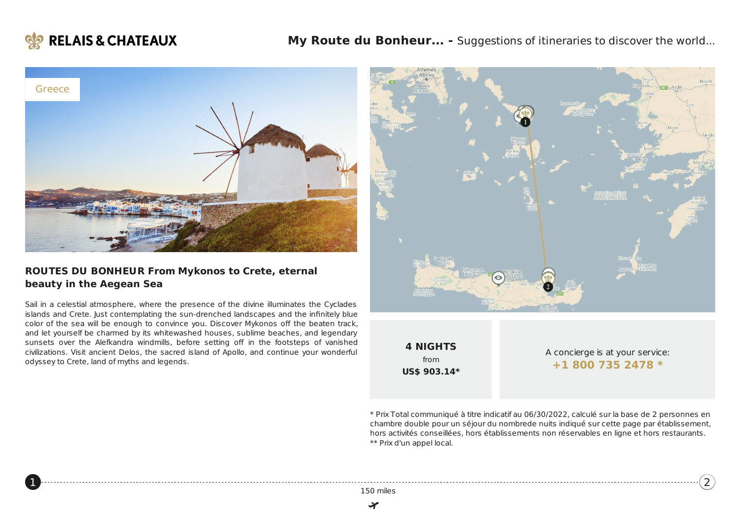**RELAIS & CHATEAUX**

**My Route du Bonheur... -** Suggestions of itineraries to discover the world...

Greece

## ROUTES DU BONHEUR From Mykonos to Crete, eternal beauty in the Aegean Sea

Sail in a celestial atmosphere, where the presence of the divine illuminates the Cyclades islands and Crete. Just contemplating the sun-drenched landscapes and the infinitely blue color of the sea will be enough to convince you. Discover Mykonos off the beaten track, and let yourself be charmed by its whitewashed houses, sublime beaches, and legendary sunsets over the Alefkandra windmills, before setting off in the footsteps of vanished civilizations. Visit ancient Delos, the sacred island of Apollo, and continue your wonderful odyssey to Crete, land of myths and legends.

**4 NIGHTS**
from
**US$ 903.14***

A concierge is at your service:
**+1 800 735 2478 ***

* Prix Total communiqué à titre indicatif au 06/30/2022, calculé sur la base de 2 personnes en chambre double pour un séjour du nombrede nuits indiqué sur cette page par établissement, hors activités conseillées, hors établissements non réservables en ligne et hors restaurants.
** Prix d'un appel local.

1 ---------- 150 miles ---------- 2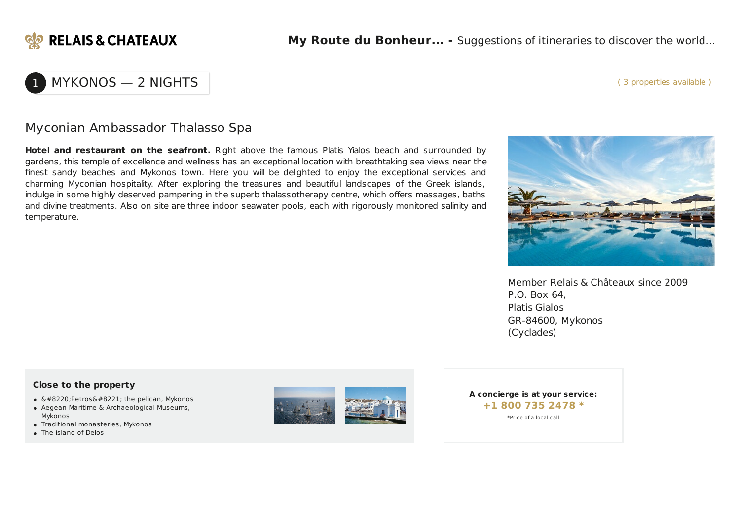# 1 MYKONOS — 2 NIGHTS

( 3 properties available )

## Myconian Ambassador Thalasso Spa

**Hotel and restaurant on the seafront.** Right above the famous Platis Yialos beach and surrounded by gardens, this temple of excellence and wellness has an exceptional location with breathtaking sea views near the finest sandy beaches and Mykonos town. Here you will be delighted to enjoy the exceptional services and charming Myconian hospitality. After exploring the treasures and beautiful landscapes of the Greek islands, indulge in some highly deserved pampering in the superb thalassotherapy centre, which offers massages, baths and divine treatments. Also on site are three indoor seawater pools, each with rigorously monitored salinity and temperature.

Member Relais & Châteaux since 2009
P.O. Box 64,
Platis Gialos
GR-84600, Mykonos
(Cyclades)

**Close to the property**

- &#8220;Petros&#8221; the pelican, Mykonos
- Aegean Maritime & Archaeological Museums, Mykonos
- Traditional monasteries, Mykonos
- The island of Delos

**A concierge is at your service:**
**+1 800 735 2478 ***
*Price of a local call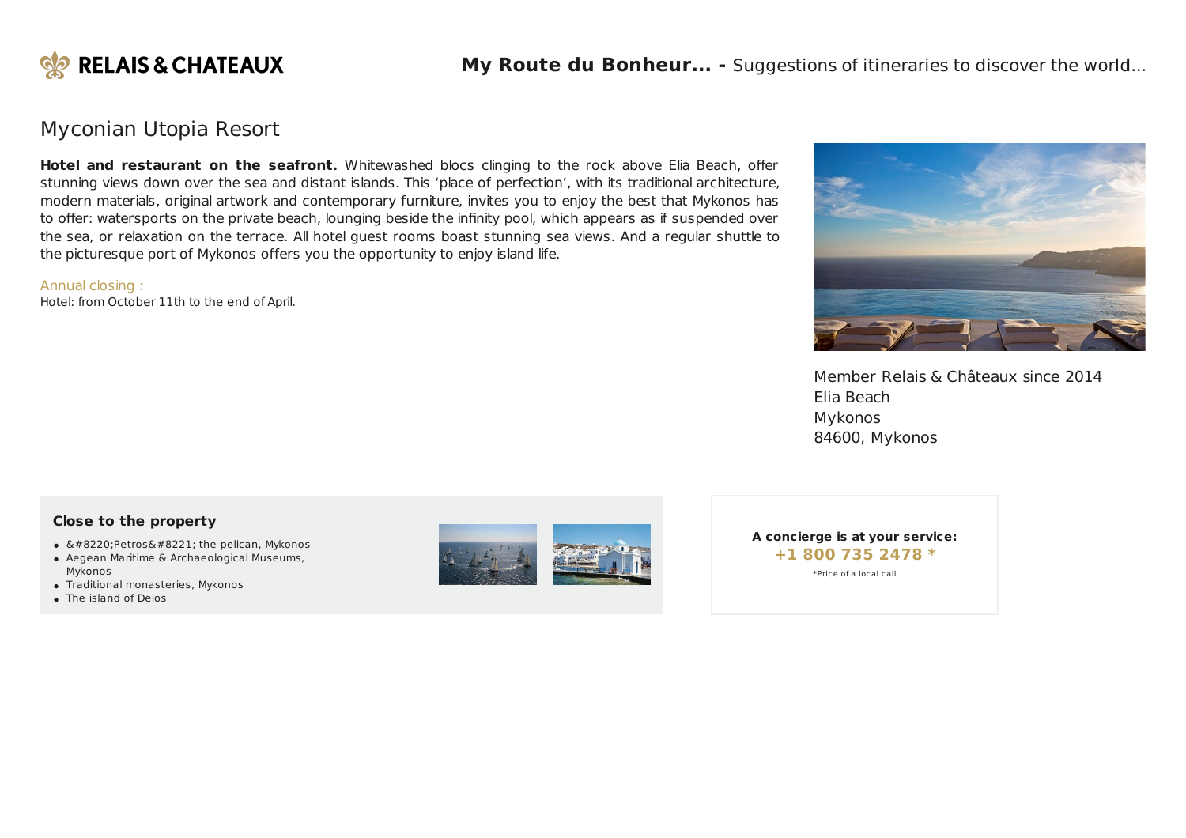# Myconian Utopia Resort

**Hotel and restaurant on the seafront.** Whitewashed blocs clinging to the rock above Elia Beach, offer stunning views down over the sea and distant islands. This ‘place of perfection’, with its traditional architecture, modern materials, original artwork and contemporary furniture, invites you to enjoy the best that Mykonos has to offer: watersports on the private beach, lounging beside the infinity pool, which appears as if suspended over the sea, or relaxation on the terrace. All hotel guest rooms boast stunning sea views. And a regular shuttle to the picturesque port of Mykonos offers you the opportunity to enjoy island life.

Annual closing :

Hotel: from October 11th to the end of April.

Member Relais & Châteaux since 2014
Elia Beach
Mykonos
84600, Mykonos

### Close to the property

- &#8220;Petros&#8221; the pelican, Mykonos
- Aegean Maritime & Archaeological Museums, Mykonos
- Traditional monasteries, Mykonos
- The island of Delos

**A concierge is at your service:**
**+1 800 735 2478 \***

*Price of a local call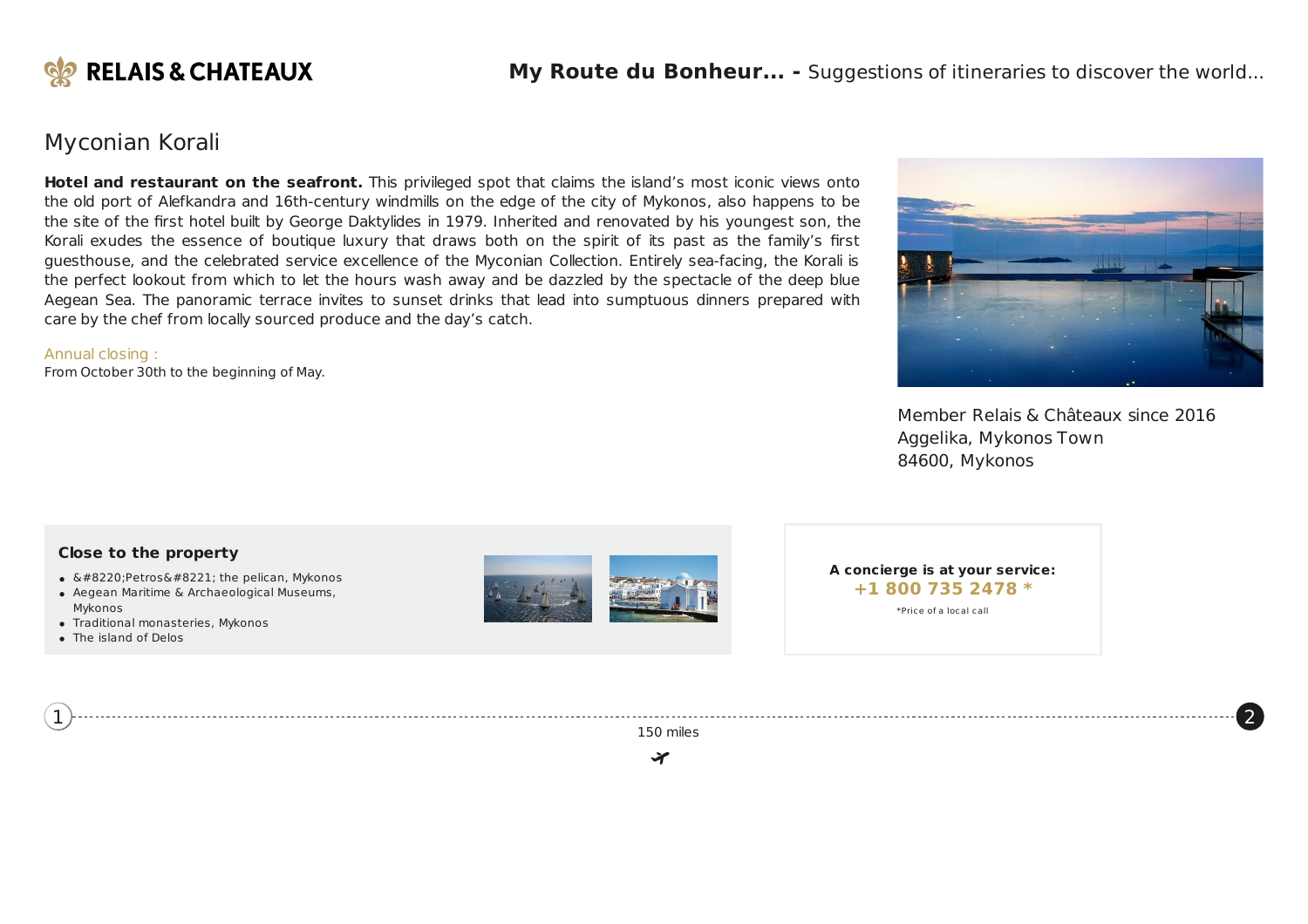# Myconian Korali

**Hotel and restaurant on the seafront.** This privileged spot that claims the island's most iconic views onto the old port of Alefkandra and 16th-century windmills on the edge of the city of Mykonos, also happens to be the site of the first hotel built by George Daktylides in 1979. Inherited and renovated by his youngest son, the Korali exudes the essence of boutique luxury that draws both on the spirit of its past as the family's first guesthouse, and the celebrated service excellence of the Myconian Collection. Entirely sea-facing, the Korali is the perfect lookout from which to let the hours wash away and be dazzled by the spectacle of the deep blue Aegean Sea. The panoramic terrace invites to sunset drinks that lead into sumptuous dinners prepared with care by the chef from locally sourced produce and the day's catch.

Annual closing :
From October 30th to the beginning of May.

Member Relais & Châteaux since 2016
Aggelika, Mykonos Town
84600, Mykonos

### Close to the property

- &#8220;Petros&#8221; the pelican, Mykonos
- Aegean Maritime & Archaeological Museums, Mykonos
- Traditional monasteries, Mykonos
- The island of Delos

**A concierge is at your service:**
**+1 800 735 2478 ***
*Price of a local call

1 ---- 150 miles ---- 2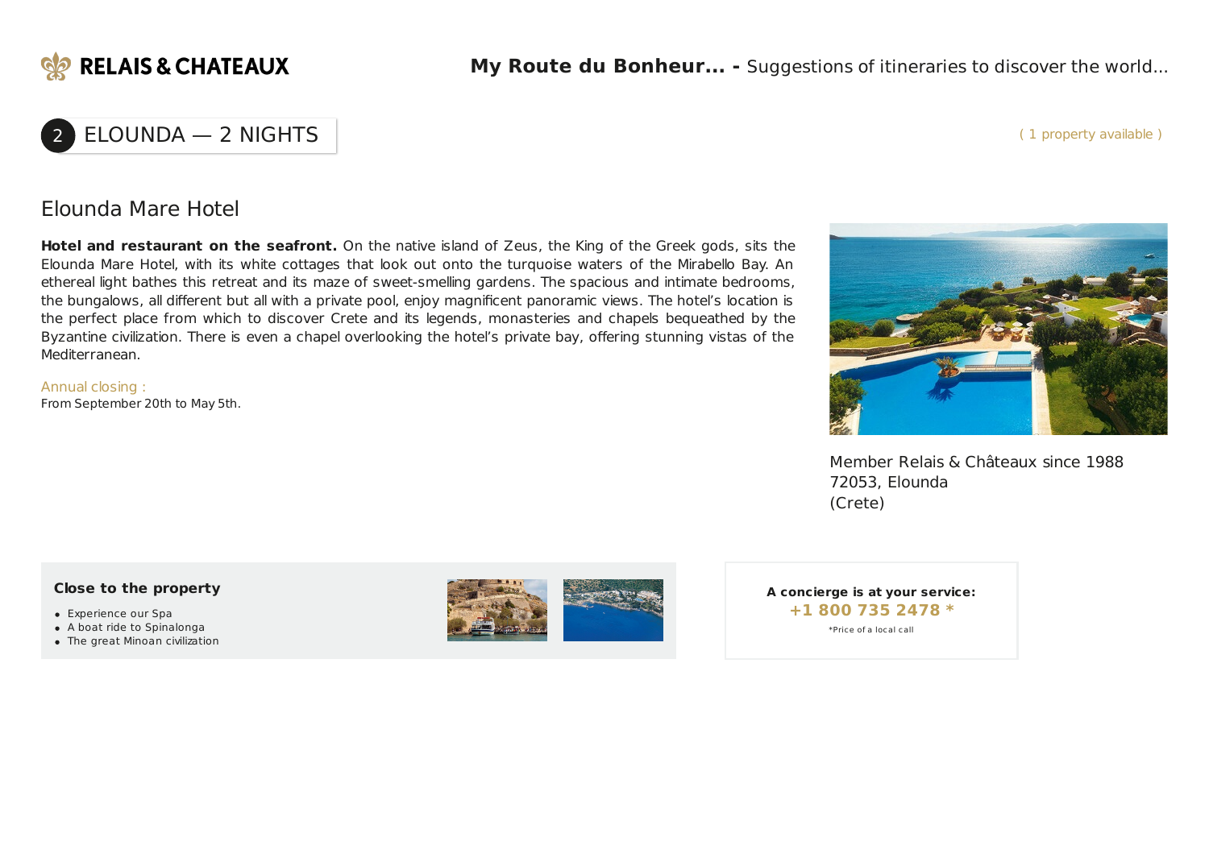## 2 ELOUNDA — 2 NIGHTS

( 1 property available )

### Elounda Mare Hotel

**Hotel and restaurant on the seafront.** On the native island of Zeus, the King of the Greek gods, sits the Elounda Mare Hotel, with its white cottages that look out onto the turquoise waters of the Mirabello Bay. An ethereal light bathes this retreat and its maze of sweet-smelling gardens. The spacious and intimate bedrooms, the bungalows, all different but all with a private pool, enjoy magnificent panoramic views. The hotel's location is the perfect place from which to discover Crete and its legends, monasteries and chapels bequeathed by the Byzantine civilization. There is even a chapel overlooking the hotel's private bay, offering stunning vistas of the Mediterranean.

Annual closing :
From September 20th to May 5th.

Member Relais & Châteaux since 1988
72053, Elounda
(Crete)

**Close to the property**

- Experience our Spa
- A boat ride to Spinalonga
- The great Minoan civilization

**A concierge is at your service:**
**+1 800 735 2478 ***
*Price of a local call